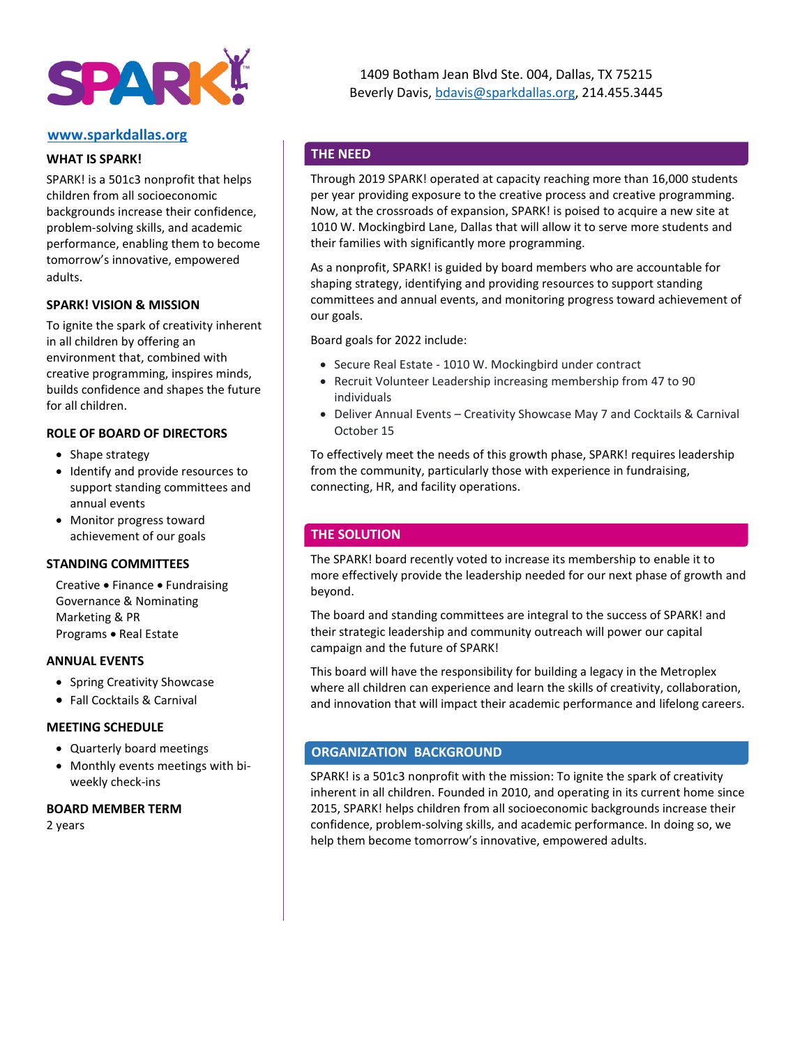# SPARK!

1409 Botham Jean Blvd Ste. 004, Dallas, TX 75215
Beverly Davis, bdavis@sparkdallas.org, 214.455.3445

www.sparkdallas.org

### WHAT IS SPARK!

SPARK! is a 501c3 nonprofit that helps children from all socioeconomic backgrounds increase their confidence, problem-solving skills, and academic performance, enabling them to become tomorrow's innovative, empowered adults.

### SPARK! VISION & MISSION

To ignite the spark of creativity inherent in all children by offering an environment that, combined with creative programming, inspires minds, builds confidence and shapes the future for all children.

### ROLE OF BOARD OF DIRECTORS

- Shape strategy
- Identify and provide resources to support standing committees and annual events
- Monitor progress toward achievement of our goals

### STANDING COMMITTEES

Creative • Finance • Fundraising
Governance & Nominating
Marketing & PR
Programs • Real Estate

### ANNUAL EVENTS

- Spring Creativity Showcase
- Fall Cocktails & Carnival

### MEETING SCHEDULE

- Quarterly board meetings
- Monthly events meetings with bi-weekly check-ins

### BOARD MEMBER TERM

2 years

## THE NEED

Through 2019 SPARK! operated at capacity reaching more than 16,000 students per year providing exposure to the creative process and creative programming. Now, at the crossroads of expansion, SPARK! is poised to acquire a new site at 1010 W. Mockingbird Lane, Dallas that will allow it to serve more students and their families with significantly more programming.

As a nonprofit, SPARK! is guided by board members who are accountable for shaping strategy, identifying and providing resources to support standing committees and annual events, and monitoring progress toward achievement of our goals.

Board goals for 2022 include:

- Secure Real Estate - 1010 W. Mockingbird under contract
- Recruit Volunteer Leadership increasing membership from 47 to 90 individuals
- Deliver Annual Events – Creativity Showcase May 7 and Cocktails & Carnival October 15

To effectively meet the needs of this growth phase, SPARK! requires leadership from the community, particularly those with experience in fundraising, connecting, HR, and facility operations.

## THE SOLUTION

The SPARK! board recently voted to increase its membership to enable it to more effectively provide the leadership needed for our next phase of growth and beyond.

The board and standing committees are integral to the success of SPARK! and their strategic leadership and community outreach will power our capital campaign and the future of SPARK!

This board will have the responsibility for building a legacy in the Metroplex where all children can experience and learn the skills of creativity, collaboration, and innovation that will impact their academic performance and lifelong careers.

## ORGANIZATION BACKGROUND

SPARK! is a 501c3 nonprofit with the mission: To ignite the spark of creativity inherent in all children. Founded in 2010, and operating in its current home since 2015, SPARK! helps children from all socioeconomic backgrounds increase their confidence, problem-solving skills, and academic performance. In doing so, we help them become tomorrow's innovative, empowered adults.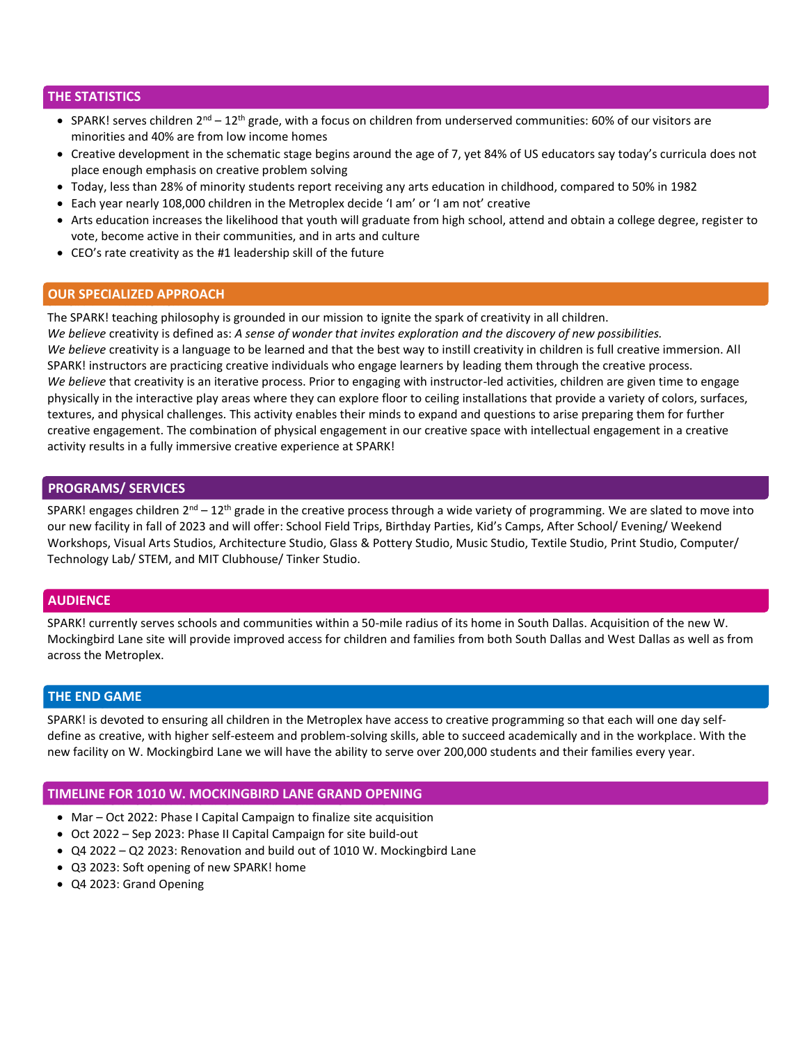## THE STATISTICS

- SPARK! serves children 2nd – 12th grade, with a focus on children from underserved communities: 60% of our visitors are minorities and 40% are from low income homes
- Creative development in the schematic stage begins around the age of 7, yet 84% of US educators say today's curricula does not place enough emphasis on creative problem solving
- Today, less than 28% of minority students report receiving any arts education in childhood, compared to 50% in 1982
- Each year nearly 108,000 children in the Metroplex decide 'I am' or 'I am not' creative
- Arts education increases the likelihood that youth will graduate from high school, attend and obtain a college degree, register to vote, become active in their communities, and in arts and culture
- CEO's rate creativity as the #1 leadership skill of the future

## OUR SPECIALIZED APPROACH

The SPARK! teaching philosophy is grounded in our mission to ignite the spark of creativity in all children.
*We believe* creativity is defined as: *A sense of wonder that invites exploration and the discovery of new possibilities.*
*We believe* creativity is a language to be learned and that the best way to instill creativity in children is full creative immersion. All SPARK! instructors are practicing creative individuals who engage learners by leading them through the creative process.
*We believe* that creativity is an iterative process. Prior to engaging with instructor-led activities, children are given time to engage physically in the interactive play areas where they can explore floor to ceiling installations that provide a variety of colors, surfaces, textures, and physical challenges. This activity enables their minds to expand and questions to arise preparing them for further creative engagement. The combination of physical engagement in our creative space with intellectual engagement in a creative activity results in a fully immersive creative experience at SPARK!

## PROGRAMS/ SERVICES

SPARK! engages children 2nd – 12th grade in the creative process through a wide variety of programming. We are slated to move into our new facility in fall of 2023 and will offer: School Field Trips, Birthday Parties, Kid's Camps, After School/ Evening/ Weekend Workshops, Visual Arts Studios, Architecture Studio, Glass & Pottery Studio, Music Studio, Textile Studio, Print Studio, Computer/ Technology Lab/ STEM, and MIT Clubhouse/ Tinker Studio.

## AUDIENCE

SPARK! currently serves schools and communities within a 50-mile radius of its home in South Dallas. Acquisition of the new W. Mockingbird Lane site will provide improved access for children and families from both South Dallas and West Dallas as well as from across the Metroplex.

## THE END GAME

SPARK! is devoted to ensuring all children in the Metroplex have access to creative programming so that each will one day self-define as creative, with higher self-esteem and problem-solving skills, able to succeed academically and in the workplace. With the new facility on W. Mockingbird Lane we will have the ability to serve over 200,000 students and their families every year.

## TIMELINE FOR 1010 W. MOCKINGBIRD LANE GRAND OPENING

- Mar – Oct 2022: Phase I Capital Campaign to finalize site acquisition
- Oct 2022 – Sep 2023: Phase II Capital Campaign for site build-out
- Q4 2022 – Q2 2023: Renovation and build out of 1010 W. Mockingbird Lane
- Q3 2023: Soft opening of new SPARK! home
- Q4 2023: Grand Opening